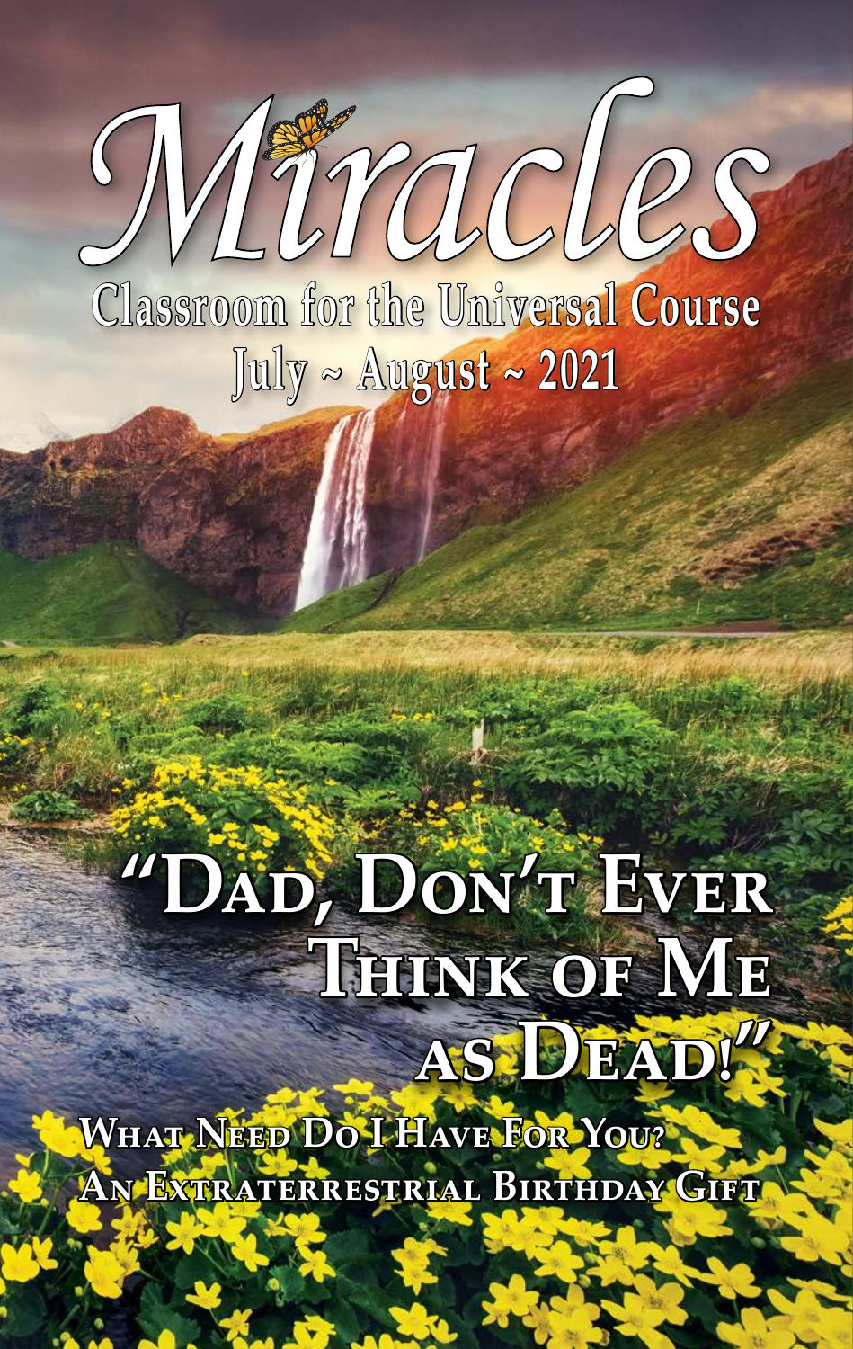# Miracles

## Classroom for the Universal Course

July ~ August ~ 2021

## "Dad, Don't Ever Think of Me as Dead!"

**What Need Do I Have For You?**

**An Extraterrestrial Birthday Gift**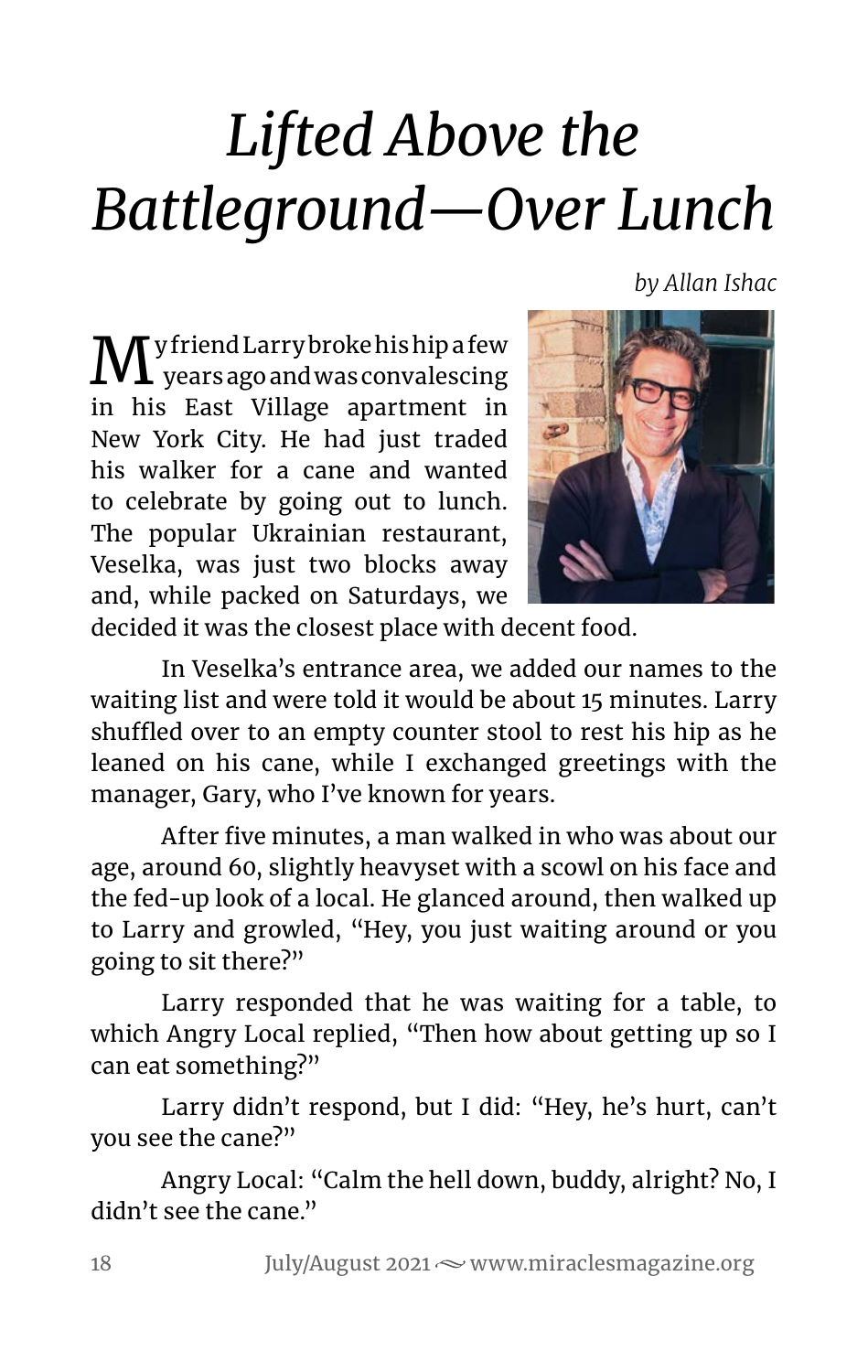# *Lifted Above the Battleground—Over Lunch*

*by Allan Ishac*

My friend Larry broke his hip a few years ago and was convalescing in his East Village apartment in New York City. He had just traded his walker for a cane and wanted to celebrate by going out to lunch. The popular Ukrainian restaurant, Veselka, was just two blocks away and, while packed on Saturdays, we decided it was the closest place with decent food.

In Veselka's entrance area, we added our names to the waiting list and were told it would be about 15 minutes. Larry shuffled over to an empty counter stool to rest his hip as he leaned on his cane, while I exchanged greetings with the manager, Gary, who I've known for years.

After five minutes, a man walked in who was about our age, around 60, slightly heavyset with a scowl on his face and the fed-up look of a local. He glanced around, then walked up to Larry and growled, "Hey, you just waiting around or you going to sit there?"

Larry responded that he was waiting for a table, to which Angry Local replied, "Then how about getting up so I can eat something?"

Larry didn't respond, but I did: "Hey, he's hurt, can't you see the cane?"

Angry Local: "Calm the hell down, buddy, alright? No, I didn't see the cane."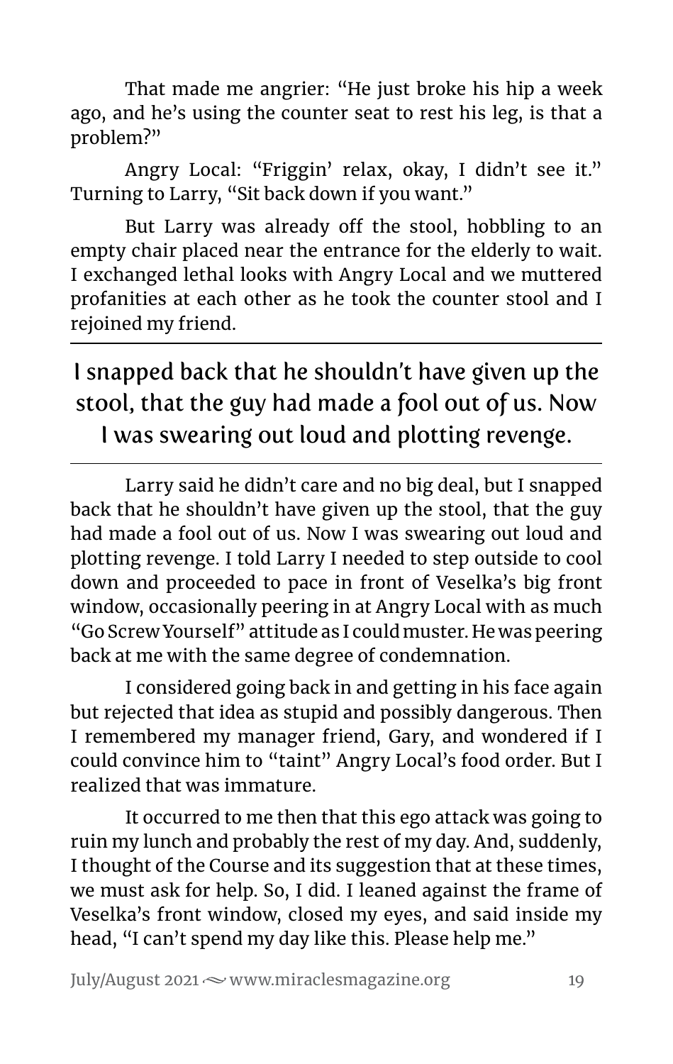That made me angrier: "He just broke his hip a week ago, and he's using the counter seat to rest his leg, is that a problem?"

Angry Local: "Friggin' relax, okay, I didn't see it." Turning to Larry, "Sit back down if you want."

But Larry was already off the stool, hobbling to an empty chair placed near the entrance for the elderly to wait. I exchanged lethal looks with Angry Local and we muttered profanities at each other as he took the counter stool and I rejoined my friend.

---

> I snapped back that he shouldn't have given up the stool, that the guy had made a fool out of us. Now I was swearing out loud and plotting revenge.

---

Larry said he didn't care and no big deal, but I snapped back that he shouldn't have given up the stool, that the guy had made a fool out of us. Now I was swearing out loud and plotting revenge. I told Larry I needed to step outside to cool down and proceeded to pace in front of Veselka's big front window, occasionally peering in at Angry Local with as much "Go Screw Yourself" attitude as I could muster. He was peering back at me with the same degree of condemnation.

I considered going back in and getting in his face again but rejected that idea as stupid and possibly dangerous. Then I remembered my manager friend, Gary, and wondered if I could convince him to "taint" Angry Local's food order. But I realized that was immature.

It occurred to me then that this ego attack was going to ruin my lunch and probably the rest of my day. And, suddenly, I thought of the Course and its suggestion that at these times, we must ask for help. So, I did. I leaned against the frame of Veselka's front window, closed my eyes, and said inside my head, "I can't spend my day like this. Please help me."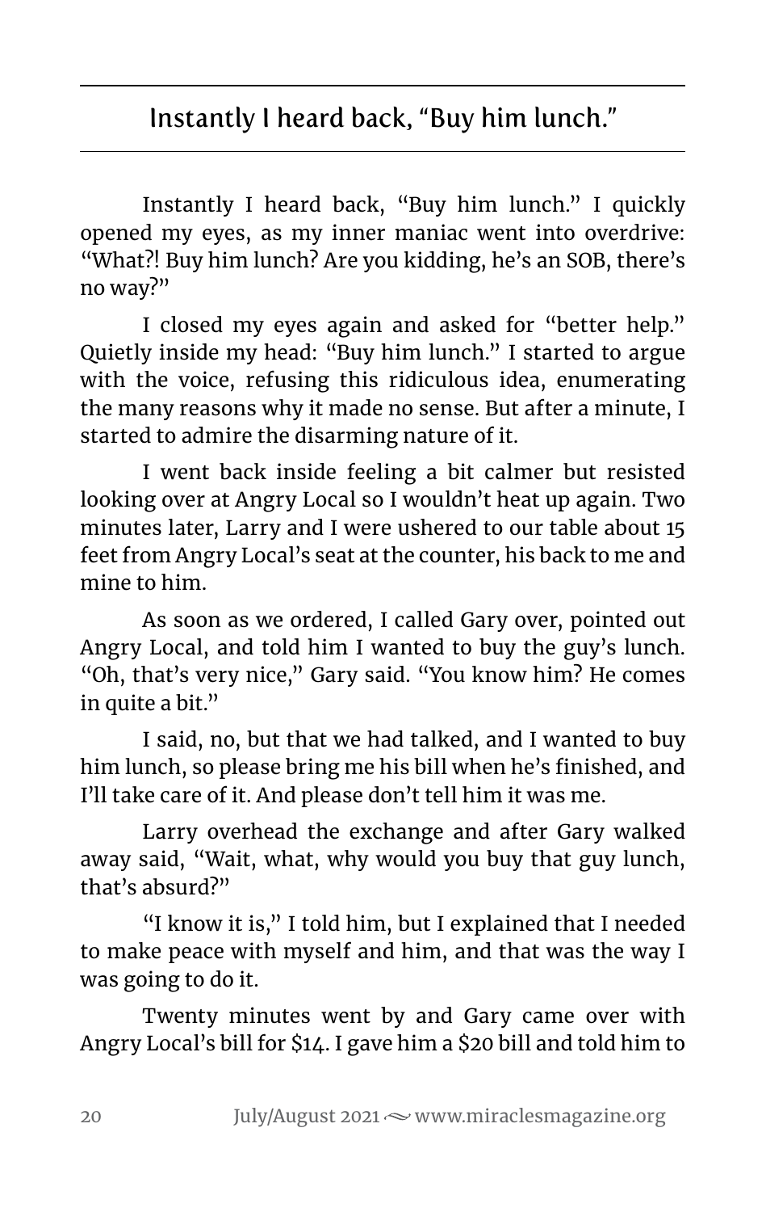> Instantly I heard back, "Buy him lunch."

Instantly I heard back, "Buy him lunch." I quickly opened my eyes, as my inner maniac went into overdrive: "What?! Buy him lunch? Are you kidding, he's an SOB, there's no way?"

I closed my eyes again and asked for "better help." Quietly inside my head: "Buy him lunch." I started to argue with the voice, refusing this ridiculous idea, enumerating the many reasons why it made no sense. But after a minute, I started to admire the disarming nature of it.

I went back inside feeling a bit calmer but resisted looking over at Angry Local so I wouldn't heat up again. Two minutes later, Larry and I were ushered to our table about 15 feet from Angry Local's seat at the counter, his back to me and mine to him.

As soon as we ordered, I called Gary over, pointed out Angry Local, and told him I wanted to buy the guy's lunch. "Oh, that's very nice," Gary said. "You know him? He comes in quite a bit."

I said, no, but that we had talked, and I wanted to buy him lunch, so please bring me his bill when he's finished, and I'll take care of it. And please don't tell him it was me.

Larry overhead the exchange and after Gary walked away said, "Wait, what, why would you buy that guy lunch, that's absurd?"

"I know it is," I told him, but I explained that I needed to make peace with myself and him, and that was the way I was going to do it.

Twenty minutes went by and Gary came over with Angry Local's bill for $14. I gave him a $20 bill and told him to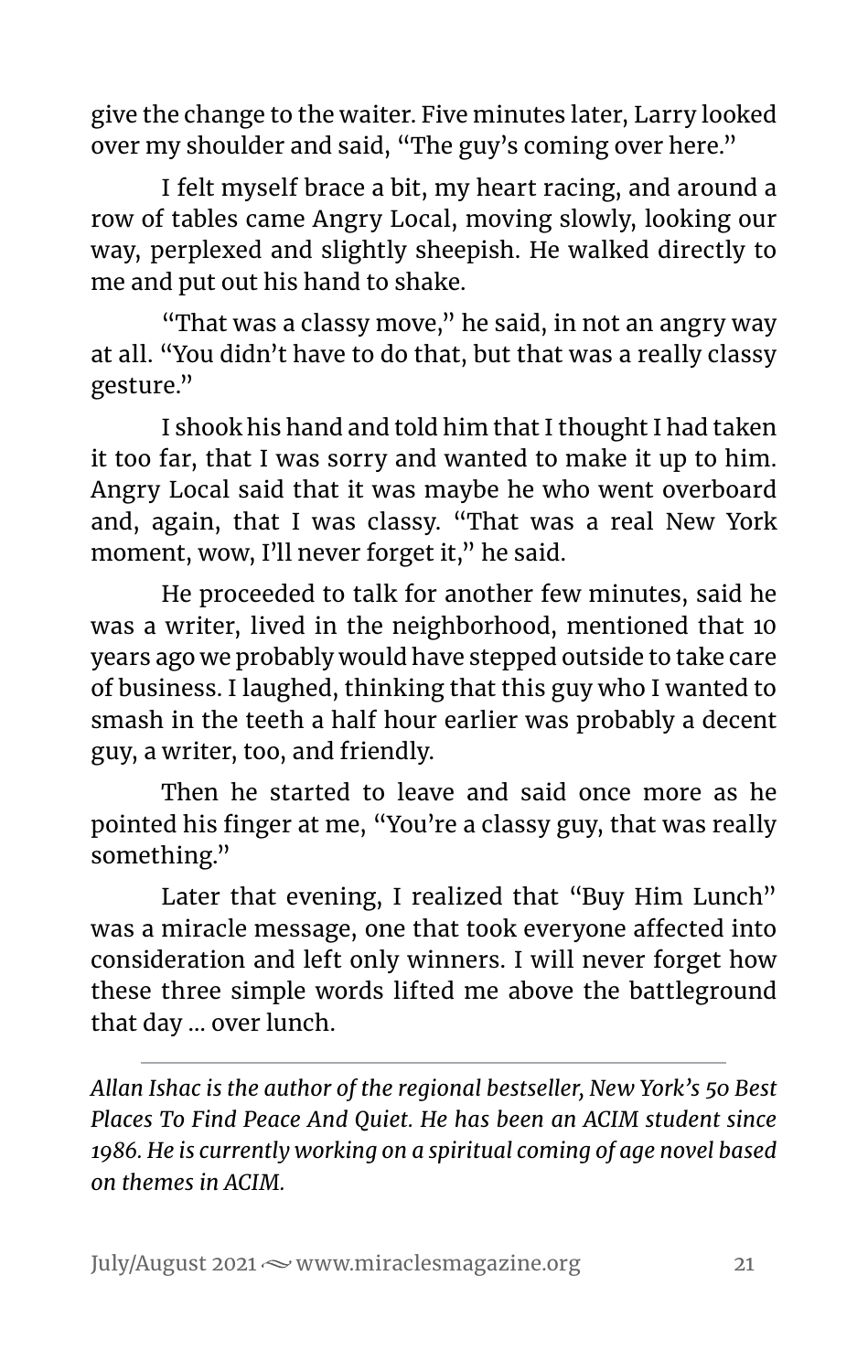give the change to the waiter. Five minutes later, Larry looked over my shoulder and said, "The guy's coming over here."

I felt myself brace a bit, my heart racing, and around a row of tables came Angry Local, moving slowly, looking our way, perplexed and slightly sheepish. He walked directly to me and put out his hand to shake.

"That was a classy move," he said, in not an angry way at all. "You didn't have to do that, but that was a really classy gesture."

I shook his hand and told him that I thought I had taken it too far, that I was sorry and wanted to make it up to him. Angry Local said that it was maybe he who went overboard and, again, that I was classy. "That was a real New York moment, wow, I'll never forget it," he said.

He proceeded to talk for another few minutes, said he was a writer, lived in the neighborhood, mentioned that 10 years ago we probably would have stepped outside to take care of business. I laughed, thinking that this guy who I wanted to smash in the teeth a half hour earlier was probably a decent guy, a writer, too, and friendly.

Then he started to leave and said once more as he pointed his finger at me, "You're a classy guy, that was really something."

Later that evening, I realized that "Buy Him Lunch" was a miracle message, one that took everyone affected into consideration and left only winners. I will never forget how these three simple words lifted me above the battleground that day … over lunch.

---

*Allan Ishac is the author of the regional bestseller, New York's 50 Best Places To Find Peace And Quiet. He has been an ACIM student since 1986. He is currently working on a spiritual coming of age novel based on themes in ACIM.*